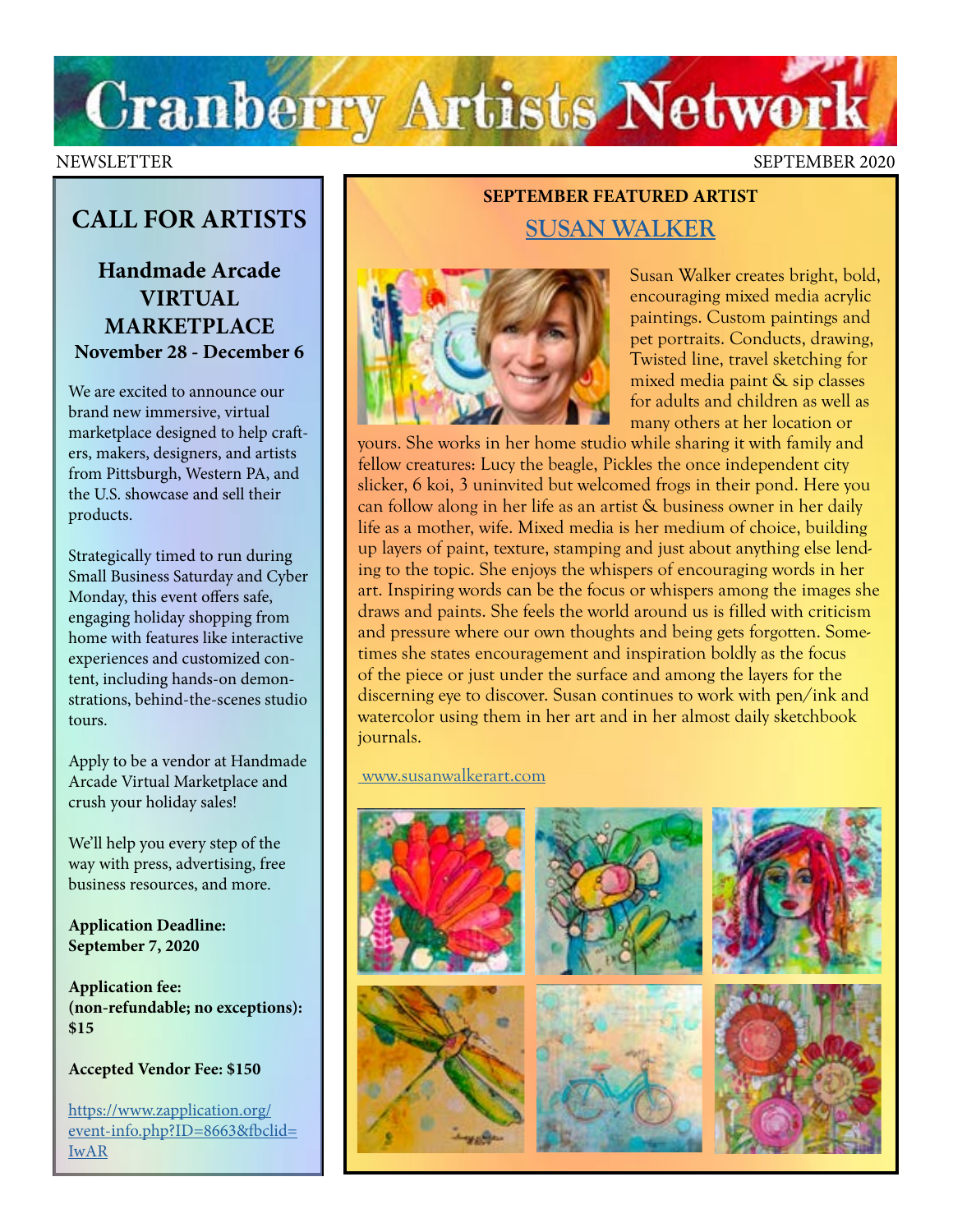# Cranberry Artists Network

NEWSLETTER SEPTEMBER 2020

## CALL FOR ARTISTS

### Handmade Arcade VIRTUAL MARKETPLACE
**November 28 - December 6**

We are excited to announce our brand new immersive, virtual marketplace designed to help crafters, makers, designers, and artists from Pittsburgh, Western PA, and the U.S. showcase and sell their products.

Strategically timed to run during Small Business Saturday and Cyber Monday, this event offers safe, engaging holiday shopping from home with features like interactive experiences and customized content, including hands-on demonstrations, behind-the-scenes studio tours.

Apply to be a vendor at Handmade Arcade Virtual Marketplace and crush your holiday sales!

We'll help you every step of the way with press, advertising, free business resources, and more.

**Application Deadline: September 7, 2020**

**Application fee: (non-refundable; no exceptions): $15**

**Accepted Vendor Fee: $150**

https://www.zapplication.org/event-info.php?ID=8663&fbclid=IwAR

## SEPTEMBER FEATURED ARTIST

### SUSAN WALKER

Susan Walker creates bright, bold, encouraging mixed media acrylic paintings. Custom paintings and pet portraits. Conducts, drawing, Twisted line, travel sketching for mixed media paint & sip classes for adults and children as well as many others at her location or yours. She works in her home studio while sharing it with family and fellow creatures: Lucy the beagle, Pickles the once independent city slicker, 6 koi, 3 uninvited but welcomed frogs in their pond. Here you can follow along in her life as an artist & business owner in her daily life as a mother, wife. Mixed media is her medium of choice, building up layers of paint, texture, stamping and just about anything else lending to the topic. She enjoys the whispers of encouraging words in her art. Inspiring words can be the focus or whispers among the images she draws and paints. She feels the world around us is filled with criticism and pressure where our own thoughts and being gets forgotten. Sometimes she states encouragement and inspiration boldly as the focus of the piece or just under the surface and among the layers for the discerning eye to discover. Susan continues to work with pen/ink and watercolor using them in her art and in her almost daily sketchbook journals.

www.susanwalkerart.com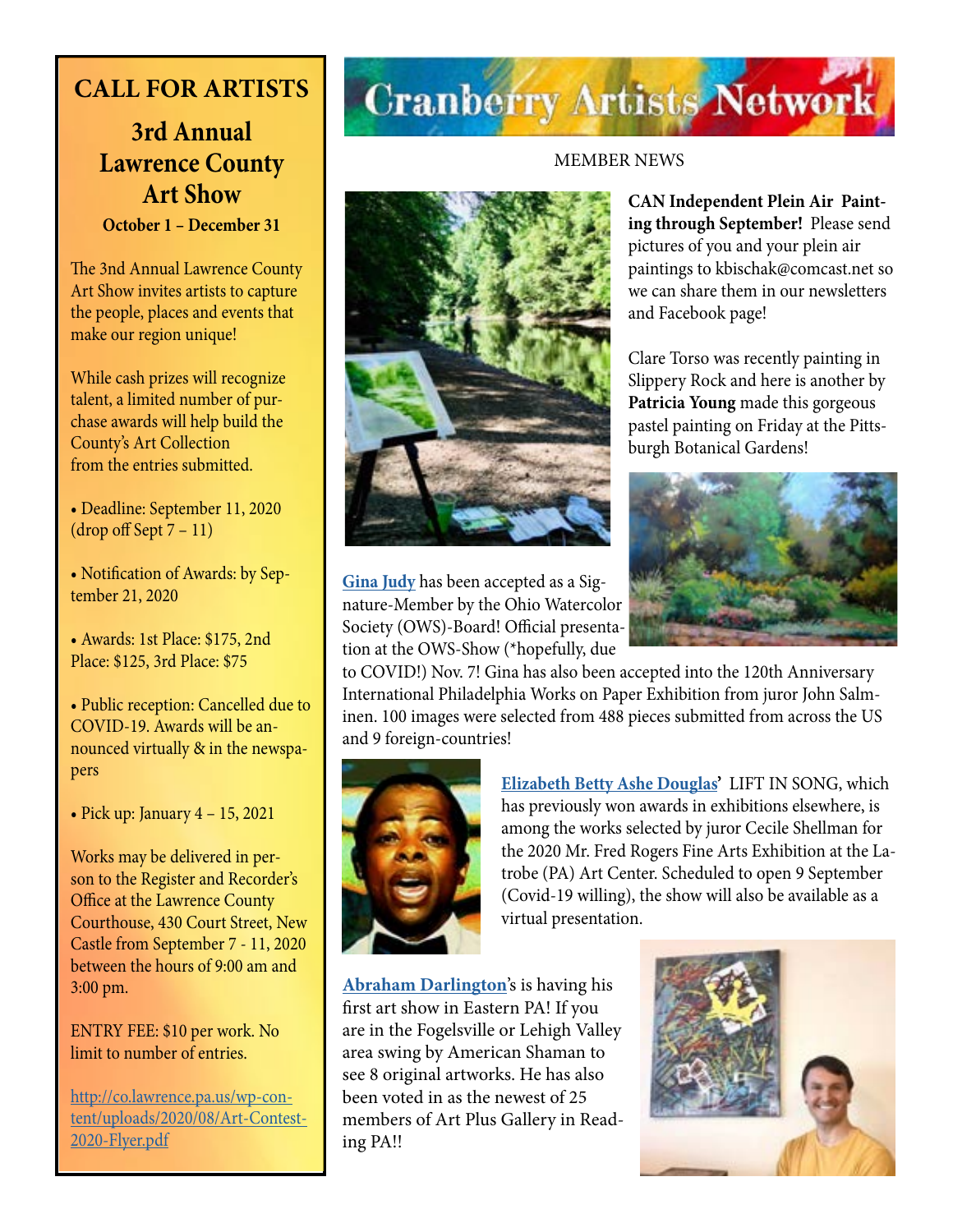# CALL FOR ARTISTS

## 3rd Annual Lawrence County Art Show

**October 1 – December 31**

The 3nd Annual Lawrence County Art Show invites artists to capture the people, places and events that make our region unique!

While cash prizes will recognize talent, a limited number of purchase awards will help build the County's Art Collection from the entries submitted.

- Deadline: September 11, 2020 (drop off Sept 7 – 11)
- Notification of Awards: by September 21, 2020
- Awards: 1st Place: $175, 2nd Place: $125, 3rd Place: $75
- Public reception: Cancelled due to COVID-19. Awards will be announced virtually & in the newspapers
- Pick up: January 4 – 15, 2021

Works may be delivered in person to the Register and Recorder's Office at the Lawrence County Courthouse, 430 Court Street, New Castle from September 7 - 11, 2020 between the hours of 9:00 am and 3:00 pm.

ENTRY FEE: $10 per work. No limit to number of entries.

http://co.lawrence.pa.us/wp-content/uploads/2020/08/Art-Contest-2020-Flyer.pdf

# Cranberry Artists Network

MEMBER NEWS

**CAN Independent Plein Air Painting through September!** Please send pictures of you and your plein air paintings to kbischak@comcast.net so we can share them in our newsletters and Facebook page!

Clare Torso was recently painting in Slippery Rock and here is another by **Patricia Young** made this gorgeous pastel painting on Friday at the Pittsburgh Botanical Gardens!

**Gina Judy** has been accepted as a Signature-Member by the Ohio Watercolor Society (OWS)-Board! Official presentation at the OWS-Show (*hopefully, due to COVID!) Nov. 7! Gina has also been accepted into the 120th Anniversary International Philadelphia Works on Paper Exhibition from juror John Salminen. 100 images were selected from 488 pieces submitted from across the US and 9 foreign-countries!

**Elizabeth Betty Ashe Douglas'** LIFT IN SONG, which has previously won awards in exhibitions elsewhere, is among the works selected by juror Cecile Shellman for the 2020 Mr. Fred Rogers Fine Arts Exhibition at the Latrobe (PA) Art Center. Scheduled to open 9 September (Covid-19 willing), the show will also be available as a virtual presentation.

**Abraham Darlington**'s is having his first art show in Eastern PA! If you are in the Fogelsville or Lehigh Valley area swing by American Shaman to see 8 original artworks. He has also been voted in as the newest of 25 members of Art Plus Gallery in Reading PA!!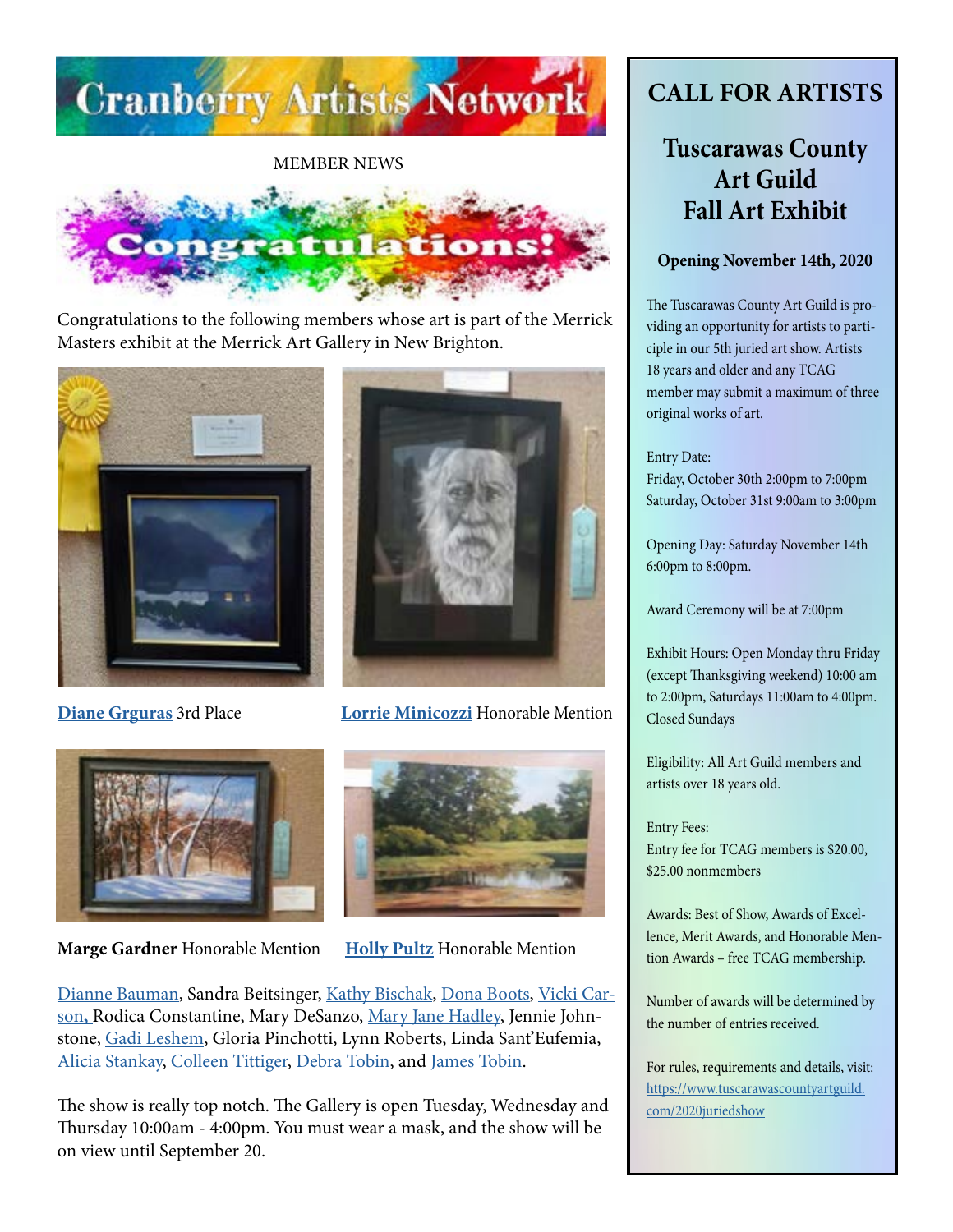# Cranberry Artists Network

MEMBER NEWS

Congratulations!

Congratulations to the following members whose art is part of the Merrick Masters exhibit at the Merrick Art Gallery in New Brighton.

**Diane Grguras** 3rd Place

**Lorrie Minicozzi** Honorable Mention

**Marge Gardner** Honorable Mention

**Holly Pultz** Honorable Mention

Dianne Bauman, Sandra Beitsinger, Kathy Bischak, Dona Boots, Vicki Carson, Rodica Constantine, Mary DeSanzo, Mary Jane Hadley, Jennie Johnstone, Gadi Leshem, Gloria Pinchotti, Lynn Roberts, Linda Sant'Eufemia, Alicia Stankay, Colleen Tittiger, Debra Tobin, and James Tobin.

The show is really top notch. The Gallery is open Tuesday, Wednesday and Thursday 10:00am - 4:00pm. You must wear a mask, and the show will be on view until September 20.

## CALL FOR ARTISTS

### Tuscarawas County Art Guild Fall Art Exhibit

**Opening November 14th, 2020**

The Tuscarawas County Art Guild is providing an opportunity for artists to participle in our 5th juried art show. Artists 18 years and older and any TCAG member may submit a maximum of three original works of art.

Entry Date:
Friday, October 30th 2:00pm to 7:00pm
Saturday, October 31st 9:00am to 3:00pm

Opening Day: Saturday November 14th 6:00pm to 8:00pm.

Award Ceremony will be at 7:00pm

Exhibit Hours: Open Monday thru Friday (except Thanksgiving weekend) 10:00 am to 2:00pm, Saturdays 11:00am to 4:00pm. Closed Sundays

Eligibility: All Art Guild members and artists over 18 years old.

Entry Fees:
Entry fee for TCAG members is $20.00, $25.00 nonmembers

Awards: Best of Show, Awards of Excellence, Merit Awards, and Honorable Mention Awards – free TCAG membership.

Number of awards will be determined by the number of entries received.

For rules, requirements and details, visit: https://www.tuscarawascountyartguild.com/2020juriedshow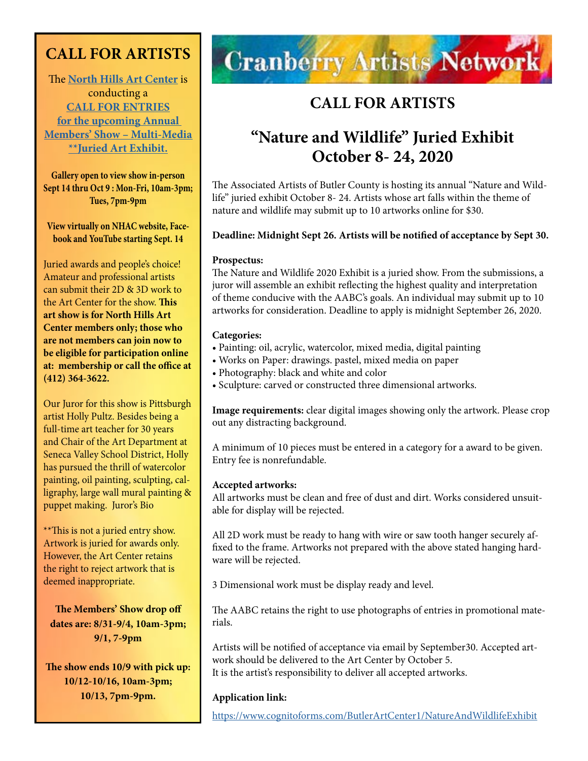## CALL FOR ARTISTS

The [North Hills Art Center]() is conducting a [CALL FOR ENTRIES for the upcoming Annual Members' Show – Multi-Media **Juried Art Exhibit.]()

**Gallery open to view show in-person Sept 14 thru Oct 9 : Mon-Fri, 10am-3pm; Tues, 7pm-9pm**

**View virtually on NHAC website, Facebook and YouTube starting Sept. 14**

Juried awards and people's choice! Amateur and professional artists can submit their 2D & 3D work to the Art Center for the show. **This art show is for North Hills Art Center members only; those who are not members can join now to be eligible for participation online at: membership or call the office at (412) 364-3622.**

Our Juror for this show is Pittsburgh artist Holly Pultz. Besides being a full-time art teacher for 30 years and Chair of the Art Department at Seneca Valley School District, Holly has pursued the thrill of watercolor painting, oil painting, sculpting, calligraphy, large wall mural painting & puppet making. Juror's Bio

**This is not a juried entry show. Artwork is juried for awards only. However, the Art Center retains the right to reject artwork that is deemed inappropriate.

**The Members' Show drop off dates are: 8/31-9/4, 10am-3pm; 9/1, 7-9pm**

**The show ends 10/9 with pick up: 10/12-10/16, 10am-3pm; 10/13, 7pm-9pm.**

# Cranberry Artists Network

## CALL FOR ARTISTS

## "Nature and Wildlife" Juried Exhibit October 8- 24, 2020

The Associated Artists of Butler County is hosting its annual "Nature and Wildlife" juried exhibit October 8- 24. Artists whose art falls within the theme of nature and wildlife may submit up to 10 artworks online for $30.

**Deadline: Midnight Sept 26. Artists will be notified of acceptance by Sept 30.**

**Prospectus:**
The Nature and Wildlife 2020 Exhibit is a juried show. From the submissions, a juror will assemble an exhibit reflecting the highest quality and interpretation of theme conducive with the AABC's goals. An individual may submit up to 10 artworks for consideration. Deadline to apply is midnight September 26, 2020.

**Categories:**
- Painting: oil, acrylic, watercolor, mixed media, digital painting
- Works on Paper: drawings. pastel, mixed media on paper
- Photography: black and white and color
- Sculpture: carved or constructed three dimensional artworks.

**Image requirements:** clear digital images showing only the artwork. Please crop out any distracting background.

A minimum of 10 pieces must be entered in a category for a award to be given. Entry fee is nonrefundable.

**Accepted artworks:**
All artworks must be clean and free of dust and dirt. Works considered unsuitable for display will be rejected.

All 2D work must be ready to hang with wire or saw tooth hanger securely affixed to the frame. Artworks not prepared with the above stated hanging hardware will be rejected.

3 Dimensional work must be display ready and level.

The AABC retains the right to use photographs of entries in promotional materials.

Artists will be notified of acceptance via email by September30. Accepted artwork should be delivered to the Art Center by October 5.
It is the artist's responsibility to deliver all accepted artworks.

**Application link:**
[https://www.cognitoforms.com/ButlerArtCenter1/NatureAndWildlifeExhibit](https://www.cognitoforms.com/ButlerArtCenter1/NatureAndWildlifeExhibit)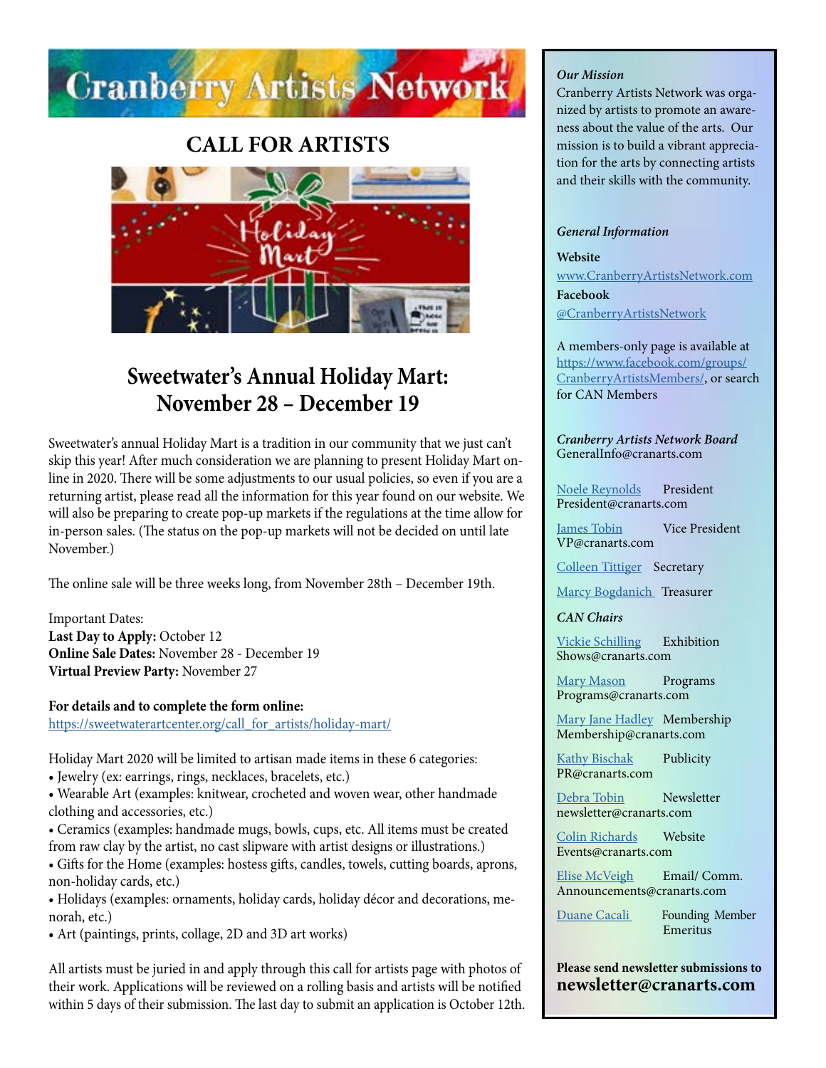# Cranberry Artists Network

## CALL FOR ARTISTS

## Sweetwater's Annual Holiday Mart: November 28 – December 19

Sweetwater's annual Holiday Mart is a tradition in our community that we just can't skip this year! After much consideration we are planning to present Holiday Mart online in 2020. There will be some adjustments to our usual policies, so even if you are a returning artist, please read all the information for this year found on our website. We will also be preparing to create pop-up markets if the regulations at the time allow for in-person sales. (The status on the pop-up markets will not be decided on until late November.)

The online sale will be three weeks long, from November 28th – December 19th.

Important Dates:
**Last Day to Apply:** October 12
**Online Sale Dates:** November 28 - December 19
**Virtual Preview Party:** November 27

**For details and to complete the form online:**
https://sweetwaterartcenter.org/call_for_artists/holiday-mart/

Holiday Mart 2020 will be limited to artisan made items in these 6 categories:

- Jewelry (ex: earrings, rings, necklaces, bracelets, etc.)
- Wearable Art (examples: knitwear, crocheted and woven wear, other handmade clothing and accessories, etc.)
- Ceramics (examples: handmade mugs, bowls, cups, etc. All items must be created from raw clay by the artist, no cast slipware with artist designs or illustrations.)
- Gifts for the Home (examples: hostess gifts, candles, towels, cutting boards, aprons, non-holiday cards, etc.)
- Holidays (examples: ornaments, holiday cards, holiday décor and decorations, menorah, etc.)
- Art (paintings, prints, collage, 2D and 3D art works)

All artists must be juried in and apply through this call for artists page with photos of their work. Applications will be reviewed on a rolling basis and artists will be notified within 5 days of their submission. The last day to submit an application is October 12th.

*Our Mission*

Cranberry Artists Network was organized by artists to promote an awareness about the value of the arts. Our mission is to build a vibrant appreciation for the arts by connecting artists and their skills with the community.

*General Information*

**Website**
www.CranberryArtistsNetwork.com

**Facebook**
@CranberryArtistsNetwork

A members-only page is available at https://www.facebook.com/groups/CranberryArtistsMembers/, or search for CAN Members

*Cranberry Artists Network Board*
GeneralInfo@cranarts.com

Noele Reynolds — President
President@cranarts.com

James Tobin — Vice President
VP@cranarts.com

Colleen Tittiger — Secretary

Marcy Bogdanich — Treasurer

*CAN Chairs*

Vickie Schilling — Exhibition
Shows@cranarts.com

Mary Mason — Programs
Programs@cranarts.com

Mary Jane Hadley — Membership
Membership@cranarts.com

Kathy Bischak — Publicity
PR@cranarts.com

Debra Tobin — Newsletter
newsletter@cranarts.com

Colin Richards — Website
Events@cranarts.com

Elise McVeigh — Email/ Comm.
Announcements@cranarts.com

Duane Cacali — Founding Member Emeritus

**Please send newsletter submissions to**
**newsletter@cranarts.com**